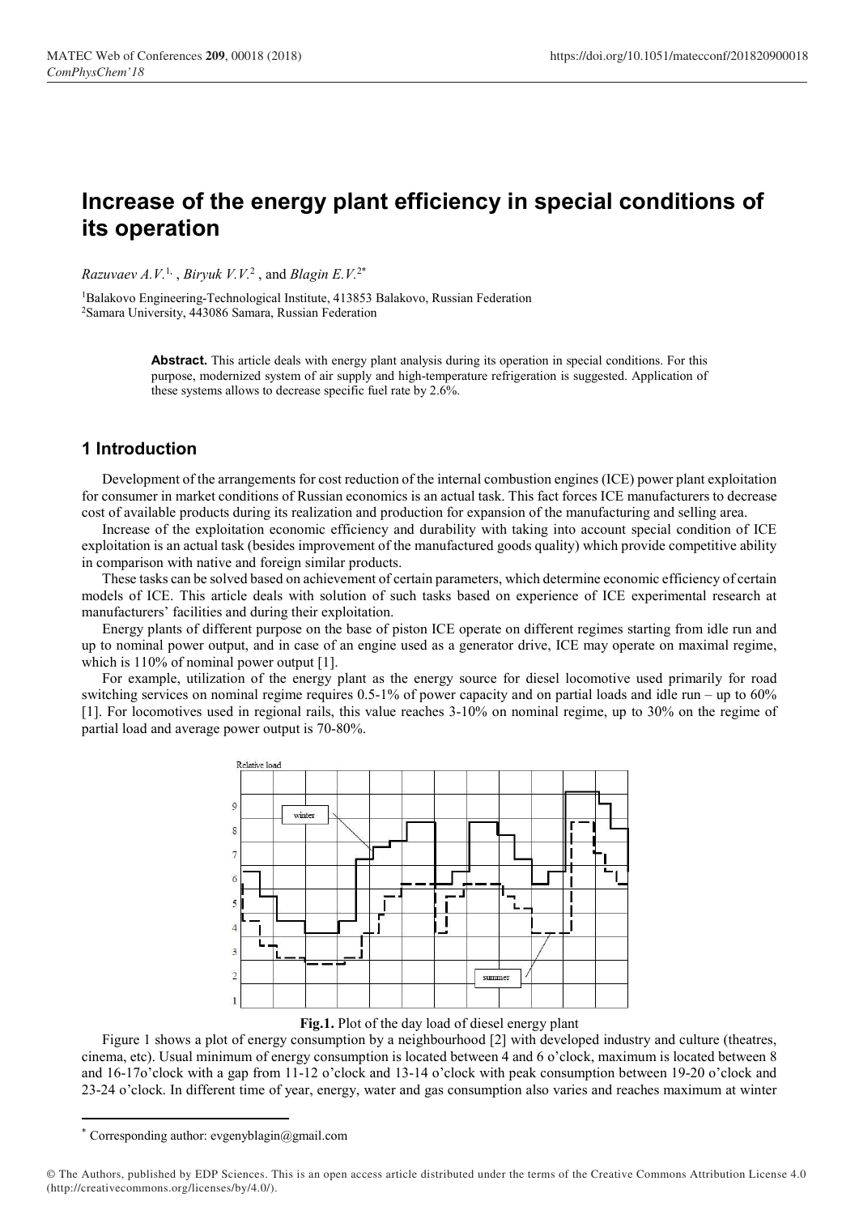# Increase of the energy plant efficiency in special conditions of its operation

*Razuvaev A.V.*[1], *Biryuk V.V.*[2], and *Blagin E.V.*[2*]

[1]Balakovo Engineering-Technological Institute, 413853 Balakovo, Russian Federation
[2]Samara University, 443086 Samara, Russian Federation

**Abstract.** This article deals with energy plant analysis during its operation in special conditions. For this purpose, modernized system of air supply and high-temperature refrigeration is suggested. Application of these systems allows to decrease specific fuel rate by 2.6%.

## 1 Introduction

Development of the arrangements for cost reduction of the internal combustion engines (ICE) power plant exploitation for consumer in market conditions of Russian economics is an actual task. This fact forces ICE manufacturers to decrease cost of available products during its realization and production for expansion of the manufacturing and selling area.

Increase of the exploitation economic efficiency and durability with taking into account special condition of ICE exploitation is an actual task (besides improvement of the manufactured goods quality) which provide competitive ability in comparison with native and foreign similar products.

These tasks can be solved based on achievement of certain parameters, which determine economic efficiency of certain models of ICE. This article deals with solution of such tasks based on experience of ICE experimental research at manufacturers' facilities and during their exploitation.

Energy plants of different purpose on the base of piston ICE operate on different regimes starting from idle run and up to nominal power output, and in case of an engine used as a generator drive, ICE may operate on maximal regime, which is 110% of nominal power output [1].

For example, utilization of the energy plant as the energy source for diesel locomotive used primarily for road switching services on nominal regime requires 0.5-1% of power capacity and on partial loads and idle run – up to 60% [1]. For locomotives used in regional rails, this value reaches 3-10% on nominal regime, up to 30% on the regime of partial load and average power output is 70-80%.

**Fig.1.** Plot of the day load of diesel energy plant

Figure 1 shows a plot of energy consumption by a neighbourhood [2] with developed industry and culture (theatres, cinema, etc). Usual minimum of energy consumption is located between 4 and 6 o'clock, maximum is located between 8 and 16-17o'clock with a gap from 11-12 o'clock and 13-14 o'clock with peak consumption between 19-20 o'clock and 23-24 o'clock. In different time of year, energy, water and gas consumption also varies and reaches maximum at winter

---

* Corresponding author: evgenyblagin@gmail.com

© The Authors, published by EDP Sciences. This is an open access article distributed under the terms of the Creative Commons Attribution License 4.0 (http://creativecommons.org/licenses/by/4.0/).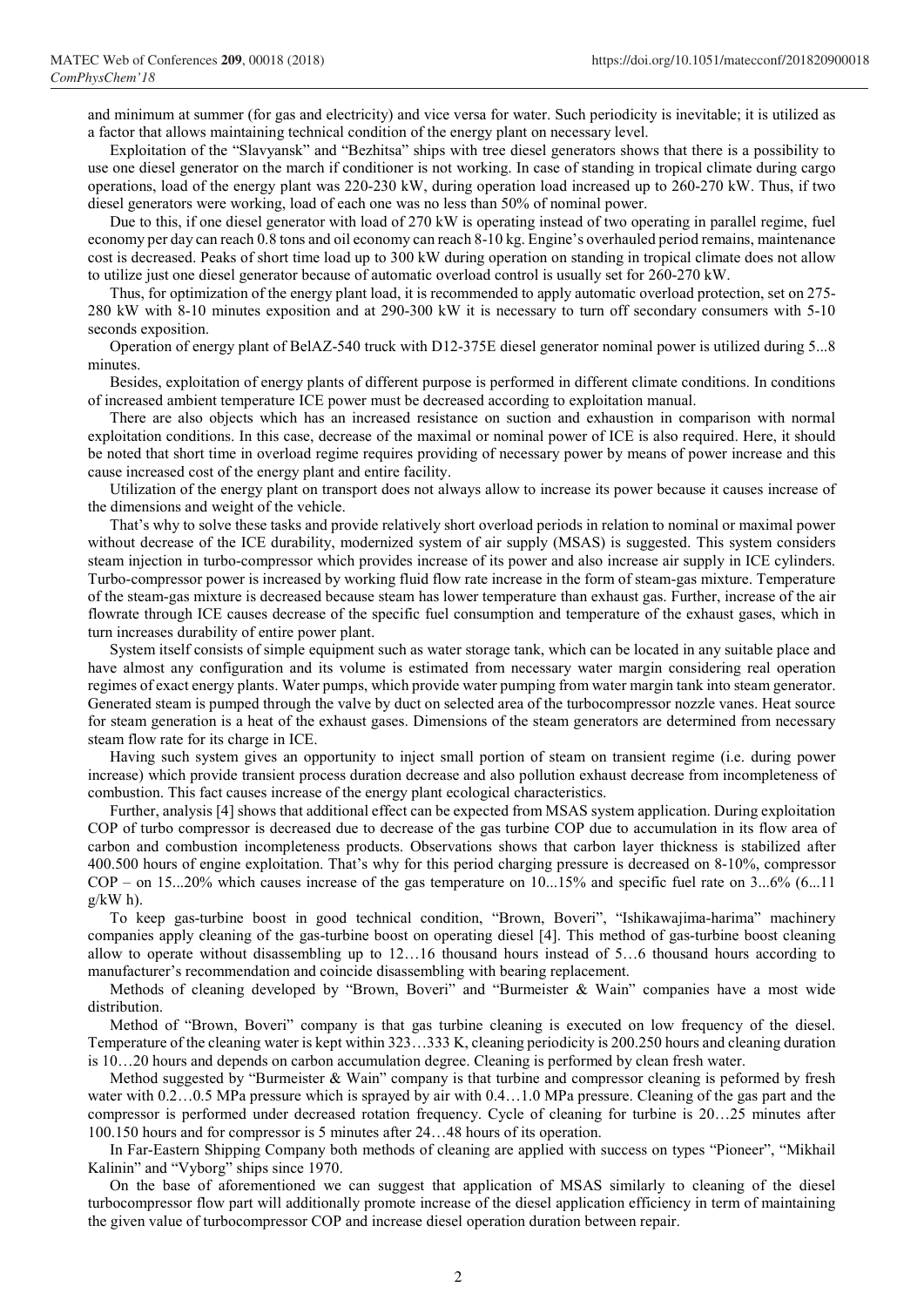and minimum at summer (for gas and electricity) and vice versa for water. Such periodicity is inevitable; it is utilized as a factor that allows maintaining technical condition of the energy plant on necessary level.

Exploitation of the "Slavyansk" and "Bezhitsa" ships with tree diesel generators shows that there is a possibility to use one diesel generator on the march if conditioner is not working. In case of standing in tropical climate during cargo operations, load of the energy plant was 220-230 kW, during operation load increased up to 260-270 kW. Thus, if two diesel generators were working, load of each one was no less than 50% of nominal power.

Due to this, if one diesel generator with load of 270 kW is operating instead of two operating in parallel regime, fuel economy per day can reach 0.8 tons and oil economy can reach 8-10 kg. Engine's overhauled period remains, maintenance cost is decreased. Peaks of short time load up to 300 kW during operation on standing in tropical climate does not allow to utilize just one diesel generator because of automatic overload control is usually set for 260-270 kW.

Thus, for optimization of the energy plant load, it is recommended to apply automatic overload protection, set on 275-280 kW with 8-10 minutes exposition and at 290-300 kW it is necessary to turn off secondary consumers with 5-10 seconds exposition.

Operation of energy plant of BelAZ-540 truck with D12-375E diesel generator nominal power is utilized during 5...8 minutes.

Besides, exploitation of energy plants of different purpose is performed in different climate conditions. In conditions of increased ambient temperature ICE power must be decreased according to exploitation manual.

There are also objects which has an increased resistance on suction and exhaustion in comparison with normal exploitation conditions. In this case, decrease of the maximal or nominal power of ICE is also required. Here, it should be noted that short time in overload regime requires providing of necessary power by means of power increase and this cause increased cost of the energy plant and entire facility.

Utilization of the energy plant on transport does not always allow to increase its power because it causes increase of the dimensions and weight of the vehicle.

That's why to solve these tasks and provide relatively short overload periods in relation to nominal or maximal power without decrease of the ICE durability, modernized system of air supply (MSAS) is suggested. This system considers steam injection in turbo-compressor which provides increase of its power and also increase air supply in ICE cylinders. Turbo-compressor power is increased by working fluid flow rate increase in the form of steam-gas mixture. Temperature of the steam-gas mixture is decreased because steam has lower temperature than exhaust gas. Further, increase of the air flowrate through ICE causes decrease of the specific fuel consumption and temperature of the exhaust gases, which in turn increases durability of entire power plant.

System itself consists of simple equipment such as water storage tank, which can be located in any suitable place and have almost any configuration and its volume is estimated from necessary water margin considering real operation regimes of exact energy plants. Water pumps, which provide water pumping from water margin tank into steam generator. Generated steam is pumped through the valve by duct on selected area of the turbocompressor nozzle vanes. Heat source for steam generation is a heat of the exhaust gases. Dimensions of the steam generators are determined from necessary steam flow rate for its charge in ICE.

Having such system gives an opportunity to inject small portion of steam on transient regime (i.e. during power increase) which provide transient process duration decrease and also pollution exhaust decrease from incompleteness of combustion. This fact causes increase of the energy plant ecological characteristics.

Further, analysis [4] shows that additional effect can be expected from MSAS system application. During exploitation COP of turbo compressor is decreased due to decrease of the gas turbine COP due to accumulation in its flow area of carbon and combustion incompleteness products. Observations shows that carbon layer thickness is stabilized after 400.500 hours of engine exploitation. That's why for this period charging pressure is decreased on 8-10%, compressor COP – on 15...20% which causes increase of the gas temperature on 10...15% and specific fuel rate on 3...6% (6...11 g/kW h).

To keep gas-turbine boost in good technical condition, "Brown, Boveri", "Ishikawajima-harima" machinery companies apply cleaning of the gas-turbine boost on operating diesel [4]. This method of gas-turbine boost cleaning allow to operate without disassembling up to 12…16 thousand hours instead of 5…6 thousand hours according to manufacturer's recommendation and coincide disassembling with bearing replacement.

Methods of cleaning developed by "Brown, Boveri" and "Burmeister & Wain" companies have a most wide distribution.

Method of "Brown, Boveri" company is that gas turbine cleaning is executed on low frequency of the diesel. Temperature of the cleaning water is kept within 323…333 K, cleaning periodicity is 200.250 hours and cleaning duration is 10…20 hours and depends on carbon accumulation degree. Cleaning is performed by clean fresh water.

Method suggested by "Burmeister & Wain" company is that turbine and compressor cleaning is peformed by fresh water with 0.2…0.5 MPa pressure which is sprayed by air with 0.4…1.0 MPa pressure. Cleaning of the gas part and the compressor is performed under decreased rotation frequency. Cycle of cleaning for turbine is 20…25 minutes after 100.150 hours and for compressor is 5 minutes after 24…48 hours of its operation.

In Far-Eastern Shipping Company both methods of cleaning are applied with success on types "Pioneer", "Mikhail Kalinin" and "Vyborg" ships since 1970.

On the base of aforementioned we can suggest that application of MSAS similarly to cleaning of the diesel turbocompressor flow part will additionally promote increase of the diesel application efficiency in term of maintaining the given value of turbocompressor COP and increase diesel operation duration between repair.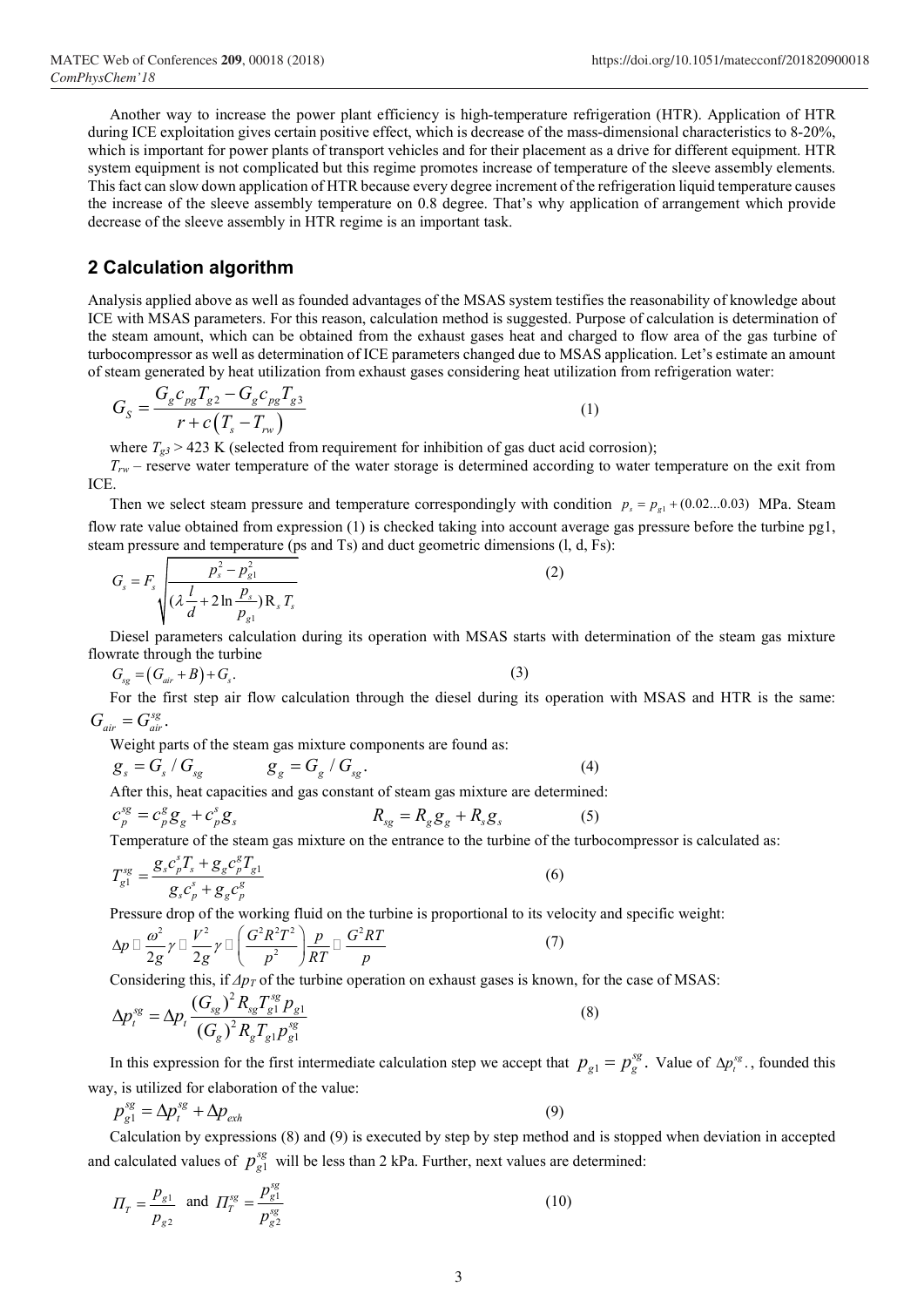Another way to increase the power plant efficiency is high-temperature refrigeration (HTR). Application of HTR during ICE exploitation gives certain positive effect, which is decrease of the mass-dimensional characteristics to 8-20%, which is important for power plants of transport vehicles and for their placement as a drive for different equipment. HTR system equipment is not complicated but this regime promotes increase of temperature of the sleeve assembly elements. This fact can slow down application of HTR because every degree increment of the refrigeration liquid temperature causes the increase of the sleeve assembly temperature on 0.8 degree. That's why application of arrangement which provide decrease of the sleeve assembly in HTR regime is an important task.

## 2 Calculation algorithm

Analysis applied above as well as founded advantages of the MSAS system testifies the reasonability of knowledge about ICE with MSAS parameters. For this reason, calculation method is suggested. Purpose of calculation is determination of the steam amount, which can be obtained from the exhaust gases heat and charged to flow area of the gas turbine of turbocompressor as well as determination of ICE parameters changed due to MSAS application. Let's estimate an amount of steam generated by heat utilization from exhaust gases considering heat utilization from refrigeration water:

$$G_S = \frac{G_g c_{pg} T_{g2} - G_g c_{pg} T_{g3}}{r + c\left(T_s - T_{rw}\right)} \tag{1}$$

where $T_{g3}$ > 423 K (selected from requirement for inhibition of gas duct acid corrosion);

$T_{rw}$ – reserve water temperature of the water storage is determined according to water temperature on the exit from ICE.

Then we select steam pressure and temperature correspondingly with condition $p_s = p_{g1} + (0.02...0.03)$ MPa. Steam flow rate value obtained from expression (1) is checked taking into account average gas pressure before the turbine pg1, steam pressure and temperature (ps and Ts) and duct geometric dimensions (l, d, Fs):

$$G_s = F_s \sqrt{\frac{p_s^2 - p_{g1}^2}{(\lambda \frac{l}{d} + 2\ln\frac{p_s}{p_{g1}}) \mathrm{R}_s T_s}} \tag{2}$$

Diesel parameters calculation during its operation with MSAS starts with determination of the steam gas mixture flowrate through the turbine

$$G_{sg} = \left(G_{air} + B\right) + G_s. \tag{3}$$

For the first step air flow calculation through the diesel during its operation with MSAS and HTR is the same: $G_{air} = G_{air}^{sg}$.

Weight parts of the steam gas mixture components are found as:

$$g_s = G_s / G_{sg} \qquad g_g = G_g / G_{sg}. \tag{4}$$

After this, heat capacities and gas constant of steam gas mixture are determined:

$$c_p^{sg} = c_p^g g_g + c_p^s g_s \qquad R_{sg} = R_g g_g + R_s g_s \tag{5}$$

Temperature of the steam gas mixture on the entrance to the turbine of the turbocompressor is calculated as:

$$T_{g1}^{sg} = \frac{g_s c_p^s T_s + g_g c_p^g T_{g1}}{g_s c_p^s + g_g c_p^g} \tag{6}$$

Pressure drop of the working fluid on the turbine is proportional to its velocity and specific weight:

$$\Delta p \sim \frac{\omega^2}{2g}\gamma \sim \frac{V^2}{2g}\gamma \sim \left(\frac{G^2 R^2 T^2}{p^2}\right)\frac{p}{RT} \sim \frac{G^2 RT}{p} \tag{7}$$

Considering this, if $\Delta p_T$ of the turbine operation on exhaust gases is known, for the case of MSAS:

$$\Delta p_t^{sg} = \Delta p_t \frac{(G_{sg})^2 R_{sg} T_{g1}^{sg} p_{g1}}{(G_g)^2 R_g T_{g1} p_{g1}^{sg}} \tag{8}$$

In this expression for the first intermediate calculation step we accept that $p_{g1} = p_g^{sg}$. Value of $\Delta p_t^{sg}$., founded this way, is utilized for elaboration of the value:

$$p_{g1}^{sg} = \Delta p_t^{sg} + \Delta p_{exh} \tag{9}$$

Calculation by expressions (8) and (9) is executed by step by step method and is stopped when deviation in accepted and calculated values of $p_{g1}^{sg}$ will be less than 2 kPa. Further, next values are determined:

$$\Pi_T = \frac{p_{g1}}{p_{g2}} \text{ and } \Pi_T^{sg} = \frac{p_{g1}^{sg}}{p_{g2}^{sg}} \tag{10}$$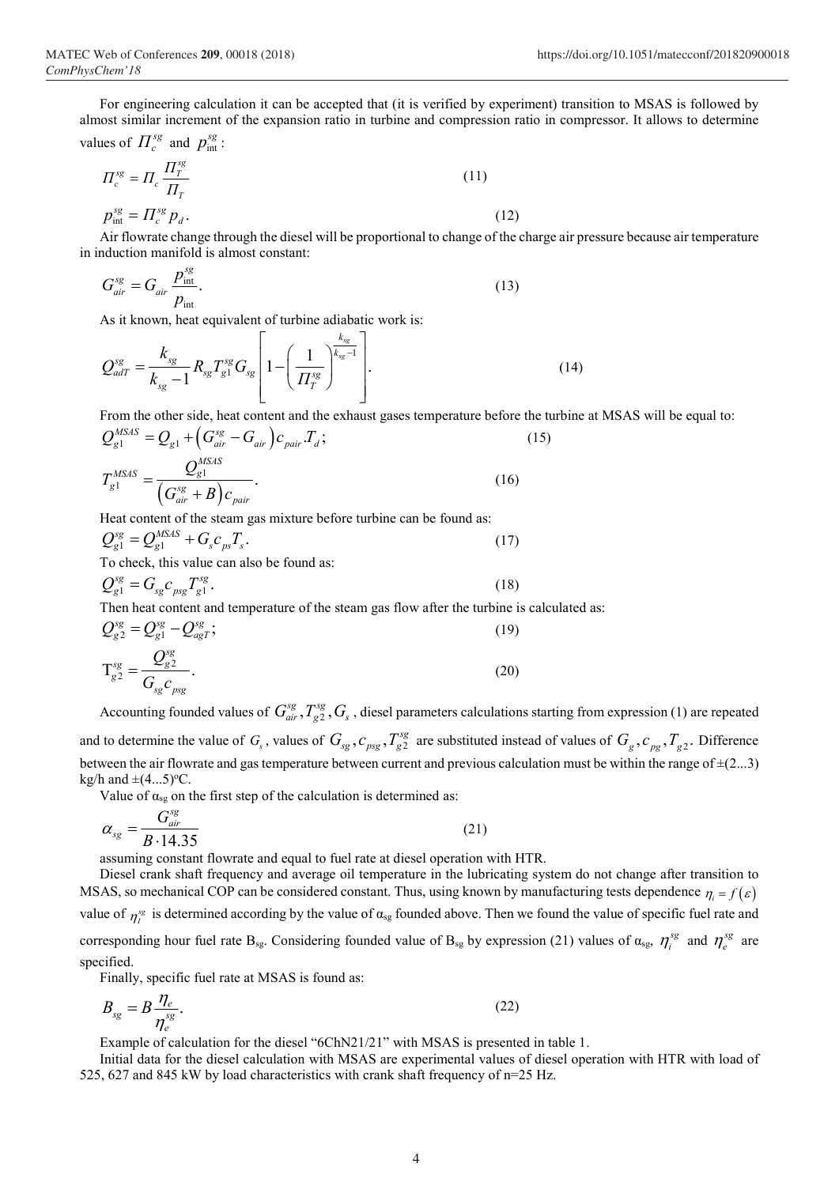For engineering calculation it can be accepted that (it is verified by experiment) transition to MSAS is followed by almost similar increment of the expansion ratio in turbine and compression ratio in compressor. It allows to determine values of $\Pi_c^{sg}$ and $p_{\text{int}}^{sg}$:

$$\Pi_c^{sg} = \Pi_c \frac{\Pi_T^{sg}}{\Pi_T} \tag{11}$$

$$p_{\text{int}}^{sg} = \Pi_c^{sg} p_d. \tag{12}$$

Air flowrate change through the diesel will be proportional to change of the charge air pressure because air temperature in induction manifold is almost constant:

$$G_{air}^{sg} = G_{air} \frac{p_{\text{int}}^{sg}}{p_{\text{int}}}. \tag{13}$$

As it known, heat equivalent of turbine adiabatic work is:

$$Q_{adT}^{sg} = \frac{k_{sg}}{k_{sg}-1} R_{sg} T_{g1}^{sg} G_{sg} \left[ 1 - \left( \frac{1}{\Pi_T^{sg}} \right)^{\frac{k_{sg}}{k_{sg}-1}} \right]. \tag{14}$$

From the other side, heat content and the exhaust gases temperature before the turbine at MSAS will be equal to:

$$Q_{g1}^{MSAS} = Q_{g1} + \left( G_{air}^{sg} - G_{air} \right) c_{pair} . T_d; \tag{15}$$

$$T_{g1}^{MSAS} = \frac{Q_{g1}^{MSAS}}{\left( G_{air}^{sg} + B \right) c_{pair}}. \tag{16}$$

Heat content of the steam gas mixture before turbine can be found as:

$$Q_{g1}^{sg} = Q_{g1}^{MSAS} + G_s c_{ps} T_s. \tag{17}$$

To check, this value can also be found as:

$$Q_{g1}^{sg} = G_{sg} c_{psg} T_{g1}^{sg}. \tag{18}$$

Then heat content and temperature of the steam gas flow after the turbine is calculated as:

$$Q_{g2}^{sg} = Q_{g1}^{sg} - Q_{agT}^{sg}; \tag{19}$$

$$\text{T}_{g2}^{sg} = \frac{Q_{g2}^{sg}}{G_{sg} c_{psg}}. \tag{20}$$

Accounting founded values of $G_{air}^{sg}, T_{g2}^{sg}, G_s$, diesel parameters calculations starting from expression (1) are repeated and to determine the value of $G_s$, values of $G_{sg}, c_{psg}, T_{g2}^{sg}$ are substituted instead of values of $G_g, c_{pg}, T_{g2}$. Difference between the air flowrate and gas temperature between current and previous calculation must be within the range of ±(2...3) kg/h and ±(4...5)°C.

Value of $\alpha_{sg}$ on the first step of the calculation is determined as:

$$\alpha_{sg} = \frac{G_{air}^{sg}}{B \cdot 14.35} \tag{21}$$

assuming constant flowrate and equal to fuel rate at diesel operation with HTR.

Diesel crank shaft frequency and average oil temperature in the lubricating system do not change after transition to MSAS, so mechanical COP can be considered constant. Thus, using known by manufacturing tests dependence $\eta_i = f(\varepsilon)$ value of $\eta_i^{sg}$ is determined according by the value of $\alpha_{sg}$ founded above. Then we found the value of specific fuel rate and corresponding hour fuel rate $B_{sg}$. Considering founded value of $B_{sg}$ by expression (21) values of $\alpha_{sg}$, $\eta_i^{sg}$ and $\eta_e^{sg}$ are specified.

Finally, specific fuel rate at MSAS is found as:

$$B_{sg} = B \frac{\eta_e}{\eta_e^{sg}}. \tag{22}$$

Example of calculation for the diesel "6ChN21/21" with MSAS is presented in table 1.

Initial data for the diesel calculation with MSAS are experimental values of diesel operation with HTR with load of 525, 627 and 845 kW by load characteristics with crank shaft frequency of n=25 Hz.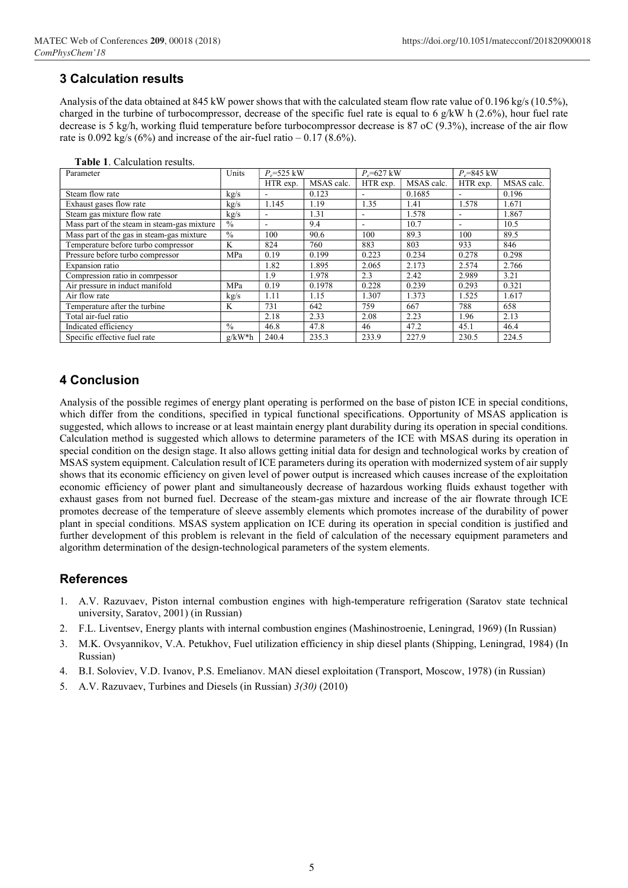## 3 Calculation results

Analysis of the data obtained at 845 kW power shows that with the calculated steam flow rate value of 0.196 kg/s (10.5%), charged in the turbine of turbocompressor, decrease of the specific fuel rate is equal to 6 g/kW h (2.6%), hour fuel rate decrease is 5 kg/h, working fluid temperature before turbocompressor decrease is 87 oC (9.3%), increase of the air flow rate is 0.092 kg/s (6%) and increase of the air-fuel ratio – 0.17 (8.6%).

**Table 1**. Calculation results.

| Parameter | Units | $P_e$=525 kW | | $P_e$=627 kW | | $P_e$=845 kW | |
|---|---|---|---|---|---|---|---|
| | | HTR exp. | MSAS calc. | HTR exp. | MSAS calc. | HTR exp. | MSAS calc. |
| Steam flow rate | kg/s | - | 0.123 | - | 0.1685 | - | 0.196 |
| Exhaust gases flow rate | kg/s | 1.145 | 1.19 | 1.35 | 1.41 | 1.578 | 1.671 |
| Steam gas mixture flow rate | kg/s | - | 1.31 | - | 1.578 | - | 1.867 |
| Mass part of the steam in steam-gas mixture | % | - | 9.4 | - | 10.7 | - | 10.5 |
| Mass part of the gas in steam-gas mixture | % | 100 | 90.6 | 100 | 89.3 | 100 | 89.5 |
| Temperature before turbo compressor | K | 824 | 760 | 883 | 803 | 933 | 846 |
| Pressure before turbo compressor | MPa | 0.19 | 0.199 | 0.223 | 0.234 | 0.278 | 0.298 |
| Expansion ratio | | 1.82 | 1.895 | 2.065 | 2.173 | 2.574 | 2.766 |
| Compression ratio in comrpessor | | 1.9 | 1.978 | 2.3 | 2.42 | 2.989 | 3.21 |
| Air pressure in induct manifold | MPa | 0.19 | 0.1978 | 0.228 | 0.239 | 0.293 | 0.321 |
| Air flow rate | kg/s | 1.11 | 1.15 | 1.307 | 1.373 | 1.525 | 1.617 |
| Temperature after the turbine | K | 731 | 642 | 759 | 667 | 788 | 658 |
| Total air-fuel ratio | | 2.18 | 2.33 | 2.08 | 2.23 | 1.96 | 2.13 |
| Indicated efficiency | % | 46.8 | 47.8 | 46 | 47.2 | 45.1 | 46.4 |
| Specific effective fuel rate | g/kW*h | 240.4 | 235.3 | 233.9 | 227.9 | 230.5 | 224.5 |

## 4 Conclusion

Analysis of the possible regimes of energy plant operating is performed on the base of piston ICE in special conditions, which differ from the conditions, specified in typical functional specifications. Opportunity of MSAS application is suggested, which allows to increase or at least maintain energy plant durability during its operation in special conditions. Calculation method is suggested which allows to determine parameters of the ICE with MSAS during its operation in special condition on the design stage. It also allows getting initial data for design and technological works by creation of MSAS system equipment. Calculation result of ICE parameters during its operation with modernized system of air supply shows that its economic efficiency on given level of power output is increased which causes increase of the exploitation economic efficiency of power plant and simultaneously decrease of hazardous working fluids exhaust together with exhaust gases from not burned fuel. Decrease of the steam-gas mixture and increase of the air flowrate through ICE promotes decrease of the temperature of sleeve assembly elements which promotes increase of the durability of power plant in special conditions. MSAS system application on ICE during its operation in special condition is justified and further development of this problem is relevant in the field of calculation of the necessary equipment parameters and algorithm determination of the design-technological parameters of the system elements.

## References

1. A.V. Razuvaev, Piston internal combustion engines with high-temperature refrigeration (Saratov state technical university, Saratov, 2001) (in Russian)
2. F.L. Liventsev, Energy plants with internal combustion engines (Mashinostroenie, Leningrad, 1969) (In Russian)
3. M.K. Ovsyannikov, V.A. Petukhov, Fuel utilization efficiency in ship diesel plants (Shipping, Leningrad, 1984) (In Russian)
4. B.I. Soloviev, V.D. Ivanov, P.S. Emelianov. MAN diesel exploitation (Transport, Moscow, 1978) (in Russian)
5. A.V. Razuvaev, Turbines and Diesels (in Russian) *3(30)* (2010)